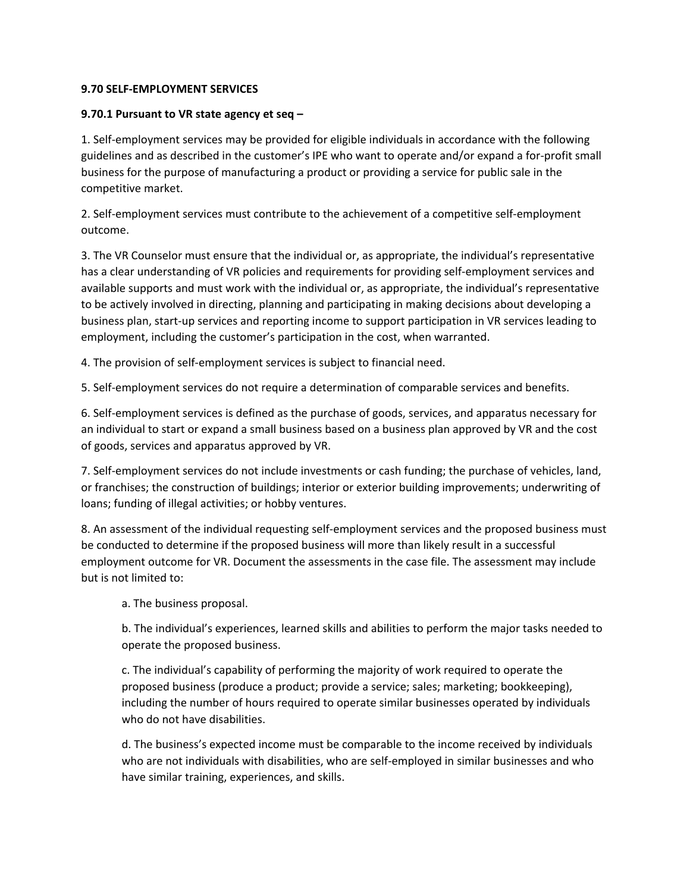**9.70 SELF-EMPLOYMENT SERVICES**

**9.70.1 Pursuant to VR state agency et seq –**

1. Self-employment services may be provided for eligible individuals in accordance with the following guidelines and as described in the customer's IPE who want to operate and/or expand a for-profit small business for the purpose of manufacturing a product or providing a service for public sale in the competitive market.

2. Self-employment services must contribute to the achievement of a competitive self-employment outcome.

3. The VR Counselor must ensure that the individual or, as appropriate, the individual's representative has a clear understanding of VR policies and requirements for providing self-employment services and available supports and must work with the individual or, as appropriate, the individual's representative to be actively involved in directing, planning and participating in making decisions about developing a business plan, start-up services and reporting income to support participation in VR services leading to employment, including the customer's participation in the cost, when warranted.

4. The provision of self-employment services is subject to financial need.

5. Self-employment services do not require a determination of comparable services and benefits.

6. Self-employment services is defined as the purchase of goods, services, and apparatus necessary for an individual to start or expand a small business based on a business plan approved by VR and the cost of goods, services and apparatus approved by VR.

7. Self-employment services do not include investments or cash funding; the purchase of vehicles, land, or franchises; the construction of buildings; interior or exterior building improvements; underwriting of loans; funding of illegal activities; or hobby ventures.

8. An assessment of the individual requesting self-employment services and the proposed business must be conducted to determine if the proposed business will more than likely result in a successful employment outcome for VR. Document the assessments in the case file. The assessment may include but is not limited to:

   a. The business proposal.

   b. The individual's experiences, learned skills and abilities to perform the major tasks needed to operate the proposed business.

   c. The individual's capability of performing the majority of work required to operate the proposed business (produce a product; provide a service; sales; marketing; bookkeeping), including the number of hours required to operate similar businesses operated by individuals who do not have disabilities.

   d. The business's expected income must be comparable to the income received by individuals who are not individuals with disabilities, who are self-employed in similar businesses and who have similar training, experiences, and skills.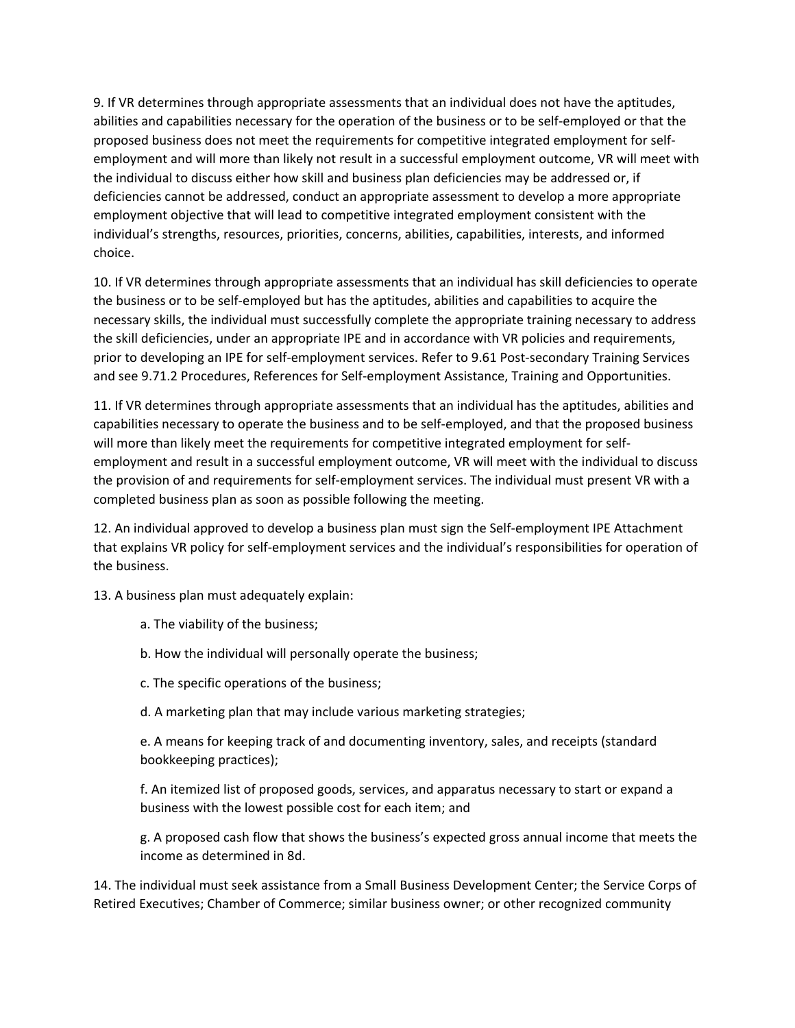9. If VR determines through appropriate assessments that an individual does not have the aptitudes, abilities and capabilities necessary for the operation of the business or to be self-employed or that the proposed business does not meet the requirements for competitive integrated employment for self-employment and will more than likely not result in a successful employment outcome, VR will meet with the individual to discuss either how skill and business plan deficiencies may be addressed or, if deficiencies cannot be addressed, conduct an appropriate assessment to develop a more appropriate employment objective that will lead to competitive integrated employment consistent with the individual's strengths, resources, priorities, concerns, abilities, capabilities, interests, and informed choice.

10. If VR determines through appropriate assessments that an individual has skill deficiencies to operate the business or to be self-employed but has the aptitudes, abilities and capabilities to acquire the necessary skills, the individual must successfully complete the appropriate training necessary to address the skill deficiencies, under an appropriate IPE and in accordance with VR policies and requirements, prior to developing an IPE for self-employment services. Refer to 9.61 Post-secondary Training Services and see 9.71.2 Procedures, References for Self-employment Assistance, Training and Opportunities.

11. If VR determines through appropriate assessments that an individual has the aptitudes, abilities and capabilities necessary to operate the business and to be self-employed, and that the proposed business will more than likely meet the requirements for competitive integrated employment for self-employment and result in a successful employment outcome, VR will meet with the individual to discuss the provision of and requirements for self-employment services. The individual must present VR with a completed business plan as soon as possible following the meeting.

12. An individual approved to develop a business plan must sign the Self-employment IPE Attachment that explains VR policy for self-employment services and the individual's responsibilities for operation of the business.

13. A business plan must adequately explain:

a. The viability of the business;

b. How the individual will personally operate the business;

c. The specific operations of the business;

d. A marketing plan that may include various marketing strategies;

e. A means for keeping track of and documenting inventory, sales, and receipts (standard bookkeeping practices);

f. An itemized list of proposed goods, services, and apparatus necessary to start or expand a business with the lowest possible cost for each item; and

g. A proposed cash flow that shows the business's expected gross annual income that meets the income as determined in 8d.

14. The individual must seek assistance from a Small Business Development Center; the Service Corps of Retired Executives; Chamber of Commerce; similar business owner; or other recognized community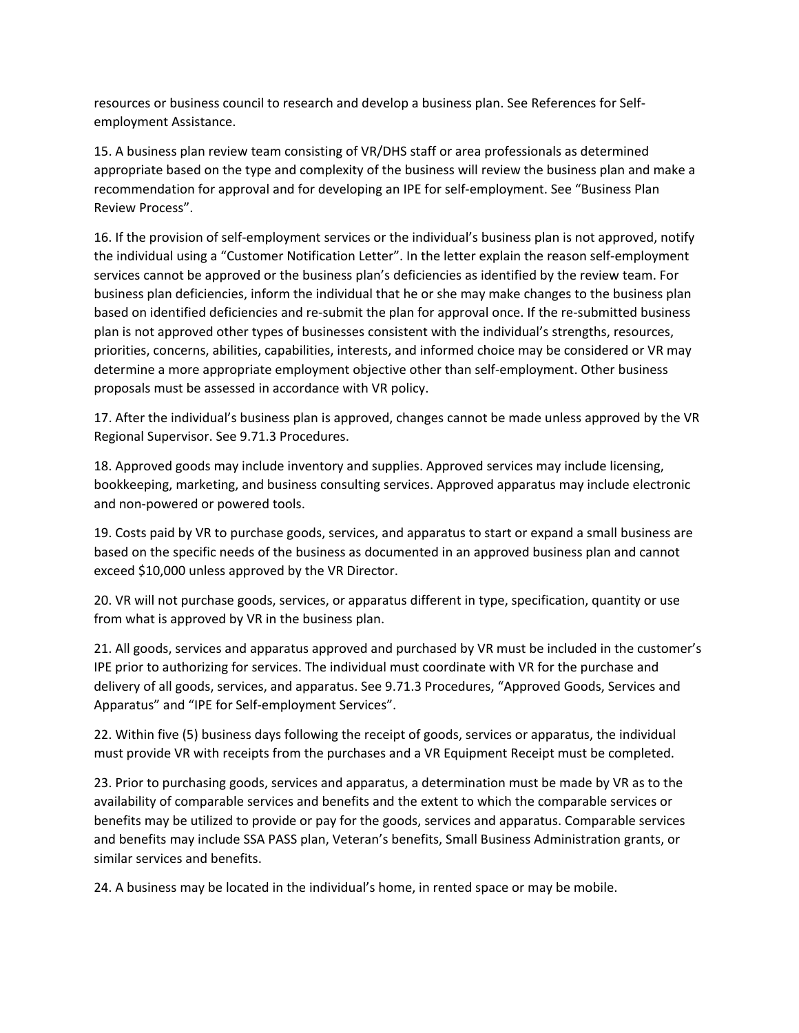resources or business council to research and develop a business plan. See References for Self-employment Assistance.

15. A business plan review team consisting of VR/DHS staff or area professionals as determined appropriate based on the type and complexity of the business will review the business plan and make a recommendation for approval and for developing an IPE for self-employment. See "Business Plan Review Process".

16. If the provision of self-employment services or the individual's business plan is not approved, notify the individual using a "Customer Notification Letter". In the letter explain the reason self-employment services cannot be approved or the business plan's deficiencies as identified by the review team. For business plan deficiencies, inform the individual that he or she may make changes to the business plan based on identified deficiencies and re-submit the plan for approval once. If the re-submitted business plan is not approved other types of businesses consistent with the individual's strengths, resources, priorities, concerns, abilities, capabilities, interests, and informed choice may be considered or VR may determine a more appropriate employment objective other than self-employment. Other business proposals must be assessed in accordance with VR policy.

17. After the individual's business plan is approved, changes cannot be made unless approved by the VR Regional Supervisor. See 9.71.3 Procedures.

18. Approved goods may include inventory and supplies. Approved services may include licensing, bookkeeping, marketing, and business consulting services. Approved apparatus may include electronic and non-powered or powered tools.

19. Costs paid by VR to purchase goods, services, and apparatus to start or expand a small business are based on the specific needs of the business as documented in an approved business plan and cannot exceed $10,000 unless approved by the VR Director.

20. VR will not purchase goods, services, or apparatus different in type, specification, quantity or use from what is approved by VR in the business plan.

21. All goods, services and apparatus approved and purchased by VR must be included in the customer's IPE prior to authorizing for services. The individual must coordinate with VR for the purchase and delivery of all goods, services, and apparatus. See 9.71.3 Procedures, "Approved Goods, Services and Apparatus" and "IPE for Self-employment Services".

22. Within five (5) business days following the receipt of goods, services or apparatus, the individual must provide VR with receipts from the purchases and a VR Equipment Receipt must be completed.

23. Prior to purchasing goods, services and apparatus, a determination must be made by VR as to the availability of comparable services and benefits and the extent to which the comparable services or benefits may be utilized to provide or pay for the goods, services and apparatus. Comparable services and benefits may include SSA PASS plan, Veteran's benefits, Small Business Administration grants, or similar services and benefits.

24. A business may be located in the individual's home, in rented space or may be mobile.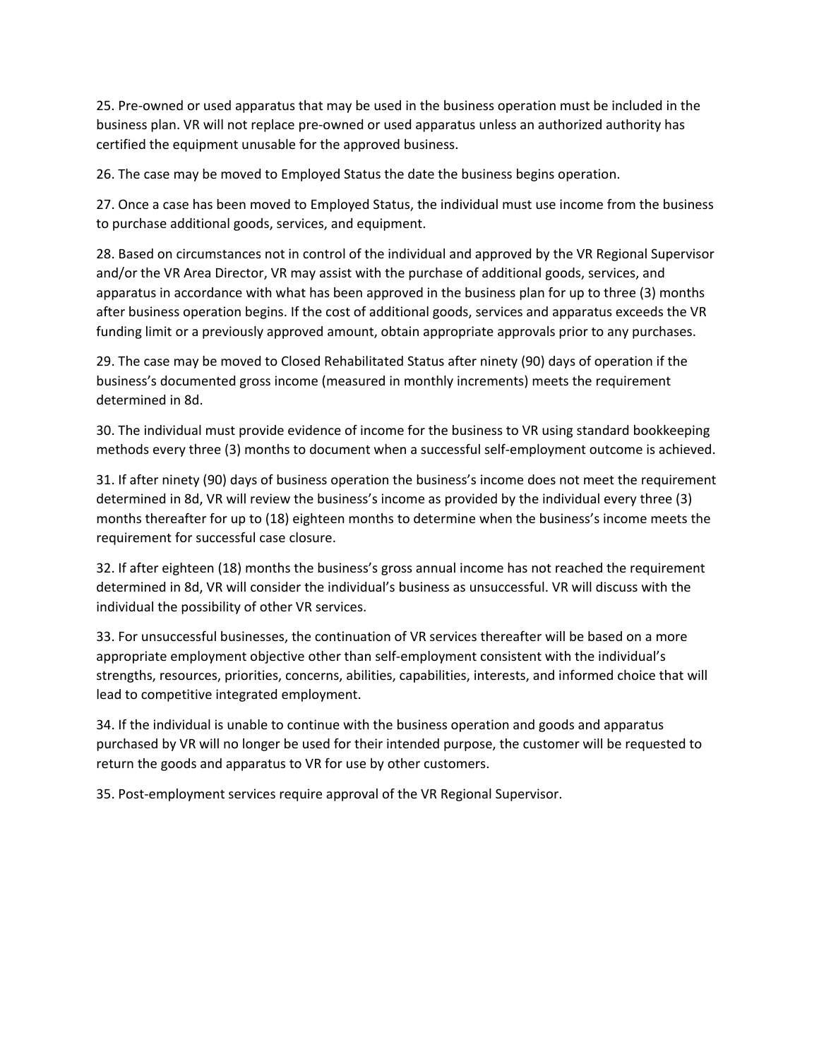25. Pre-owned or used apparatus that may be used in the business operation must be included in the business plan. VR will not replace pre-owned or used apparatus unless an authorized authority has certified the equipment unusable for the approved business.

26. The case may be moved to Employed Status the date the business begins operation.

27. Once a case has been moved to Employed Status, the individual must use income from the business to purchase additional goods, services, and equipment.

28. Based on circumstances not in control of the individual and approved by the VR Regional Supervisor and/or the VR Area Director, VR may assist with the purchase of additional goods, services, and apparatus in accordance with what has been approved in the business plan for up to three (3) months after business operation begins. If the cost of additional goods, services and apparatus exceeds the VR funding limit or a previously approved amount, obtain appropriate approvals prior to any purchases.

29. The case may be moved to Closed Rehabilitated Status after ninety (90) days of operation if the business's documented gross income (measured in monthly increments) meets the requirement determined in 8d.

30. The individual must provide evidence of income for the business to VR using standard bookkeeping methods every three (3) months to document when a successful self-employment outcome is achieved.

31. If after ninety (90) days of business operation the business's income does not meet the requirement determined in 8d, VR will review the business's income as provided by the individual every three (3) months thereafter for up to (18) eighteen months to determine when the business's income meets the requirement for successful case closure.

32. If after eighteen (18) months the business's gross annual income has not reached the requirement determined in 8d, VR will consider the individual's business as unsuccessful. VR will discuss with the individual the possibility of other VR services.

33. For unsuccessful businesses, the continuation of VR services thereafter will be based on a more appropriate employment objective other than self-employment consistent with the individual's strengths, resources, priorities, concerns, abilities, capabilities, interests, and informed choice that will lead to competitive integrated employment.

34. If the individual is unable to continue with the business operation and goods and apparatus purchased by VR will no longer be used for their intended purpose, the customer will be requested to return the goods and apparatus to VR for use by other customers.

35. Post-employment services require approval of the VR Regional Supervisor.